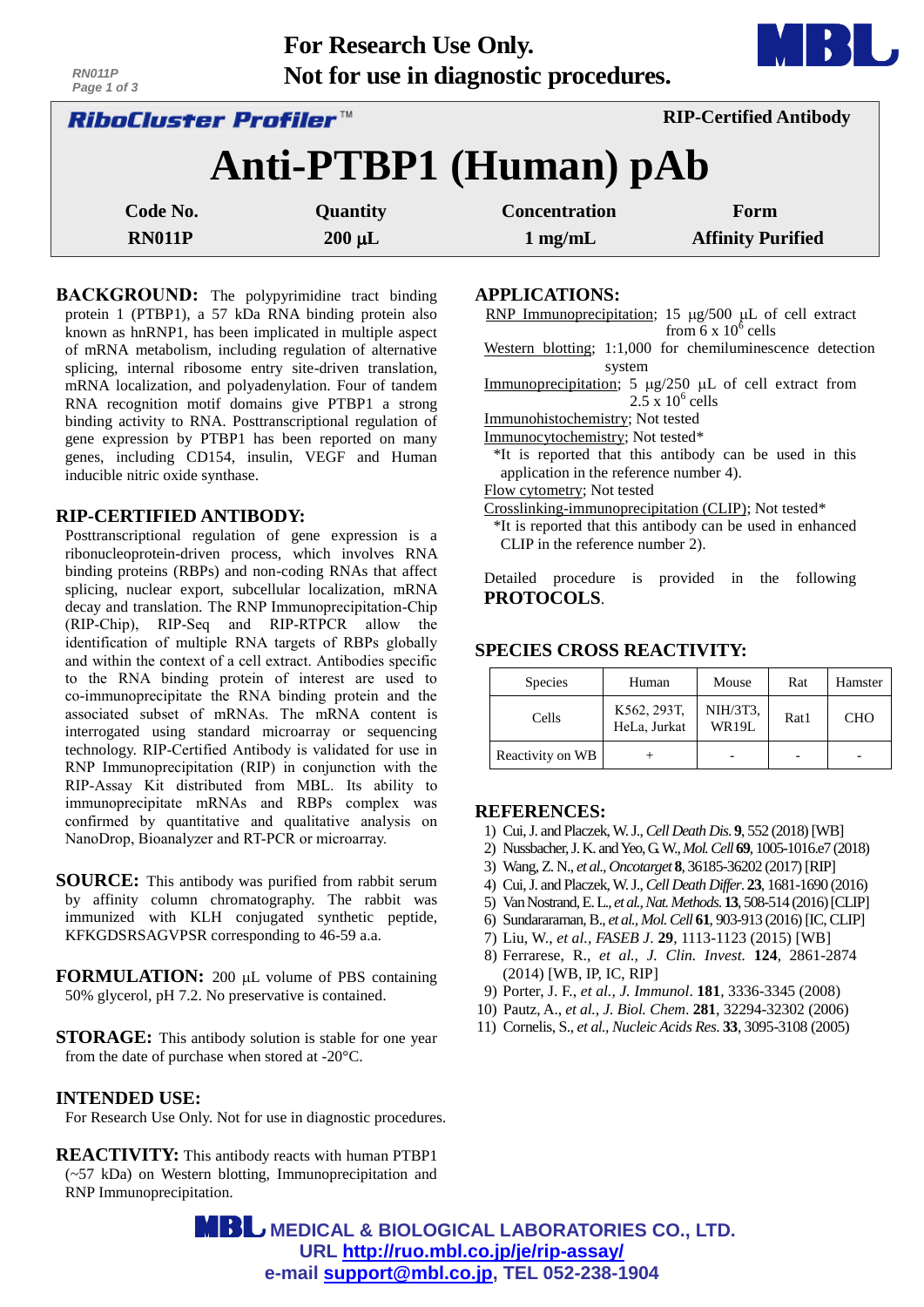For Research Use Only.
Not for use in diagnostic procedures.

**RiboCluster Profiler™** — RIP-Certified Antibody

# Anti-PTBP1 (Human) pAb

| Code No. | Quantity | Concentration | Form |
|---|---|---|---|
| RN011P | 200 µL | 1 mg/mL | Affinity Purified |

**BACKGROUND:** The polypyrimidine tract binding protein 1 (PTBP1), a 57 kDa RNA binding protein also known as hnRNP1, has been implicated in multiple aspect of mRNA metabolism, including regulation of alternative splicing, internal ribosome entry site-driven translation, mRNA localization, and polyadenylation. Four of tandem RNA recognition motif domains give PTBP1 a strong binding activity to RNA. Posttranscriptional regulation of gene expression by PTBP1 has been reported on many genes, including CD154, insulin, VEGF and Human inducible nitric oxide synthase.

**RIP-CERTIFIED ANTIBODY:** Posttranscriptional regulation of gene expression is a ribonucleoprotein-driven process, which involves RNA binding proteins (RBPs) and non-coding RNAs that affect splicing, nuclear export, subcellular localization, mRNA decay and translation. The RNP Immunoprecipitation-Chip (RIP-Chip), RIP-Seq and RIP-RTPCR allow the identification of multiple RNA targets of RBPs globally and within the context of a cell extract. Antibodies specific to the RNA binding protein of interest are used to co-immunoprecipitate the RNA binding protein and the associated subset of mRNAs. The mRNA content is interrogated using standard microarray or sequencing technology. RIP-Certified Antibody is validated for use in RNP Immunoprecipitation (RIP) in conjunction with the RIP-Assay Kit distributed from MBL. Its ability to immunoprecipitate mRNAs and RBPs complex was confirmed by quantitative and qualitative analysis on NanoDrop, Bioanalyzer and RT-PCR or microarray.

**SOURCE:** This antibody was purified from rabbit serum by affinity column chromatography. The rabbit was immunized with KLH conjugated synthetic peptide, KFKGDSRSAGVPSR corresponding to 46-59 a.a.

**FORMULATION:** 200 µL volume of PBS containing 50% glycerol, pH 7.2. No preservative is contained.

**STORAGE:** This antibody solution is stable for one year from the date of purchase when stored at -20°C.

**INTENDED USE:**
For Research Use Only. Not for use in diagnostic procedures.

**REACTIVITY:** This antibody reacts with human PTBP1 (~57 kDa) on Western blotting, Immunoprecipitation and RNP Immunoprecipitation.

**APPLICATIONS:**

RNP Immunoprecipitation; 15 µg/500 µL of cell extract from 6 x $10^6$ cells
Western blotting; 1:1,000 for chemiluminescence detection system
Immunoprecipitation; 5 µg/250 µL of cell extract from 2.5 x $10^6$ cells
Immunohistochemistry; Not tested
Immunocytochemistry; Not tested*
*It is reported that this antibody can be used in this application in the reference number 4).
Flow cytometry; Not tested
Crosslinking-immunoprecipitation (CLIP); Not tested*
*It is reported that this antibody can be used in enhanced CLIP in the reference number 2).

Detailed procedure is provided in the following **PROTOCOLS**.

**SPECIES CROSS REACTIVITY:**

| Species | Human | Mouse | Rat | Hamster |
|---|---|---|---|---|
| Cells | K562, 293T, HeLa, Jurkat | NIH/3T3, WR19L | Rat1 | CHO |
| Reactivity on WB | + | - | - | - |

**REFERENCES:**

1) Cui, J. and Placzek, W. J., *Cell Death Dis*. **9**, 552 (2018) [WB]
2) Nussbacher, J. K. and Yeo, G. W., *Mol. Cell* **69**, 1005-1016.e7 (2018)
3) Wang, Z. N., *et al., Oncotarget* **8**, 36185-36202 (2017) [RIP]
4) Cui, J. and Placzek, W. J., *Cell Death Differ*. **23**, 1681-1690 (2016)
5) Van Nostrand, E. L., *et al., Nat. Methods*. **13**, 508-514 (2016) [CLIP]
6) Sundararaman, B., *et al., Mol. Cell* **61**, 903-913 (2016) [IC, CLIP]
7) Liu, W., *et al., FASEB J*. **29**, 1113-1123 (2015) [WB]
8) Ferrarese, R., *et al., J. Clin. Invest*. **124**, 2861-2874 (2014) [WB, IP, IC, RIP]
9) Porter, J. F., *et al., J. Immunol*. **181**, 3336-3345 (2008)
10) Pautz, A., *et al., J. Biol. Chem*. **281**, 32294-32302 (2006)
11) Cornelis, S., *et al., Nucleic Acids Res*. **33**, 3095-3108 (2005)

MBL MEDICAL & BIOLOGICAL LABORATORIES CO., LTD.
URL http://ruo.mbl.co.jp/je/rip-assay/
e-mail support@mbl.co.jp, TEL 052-238-1904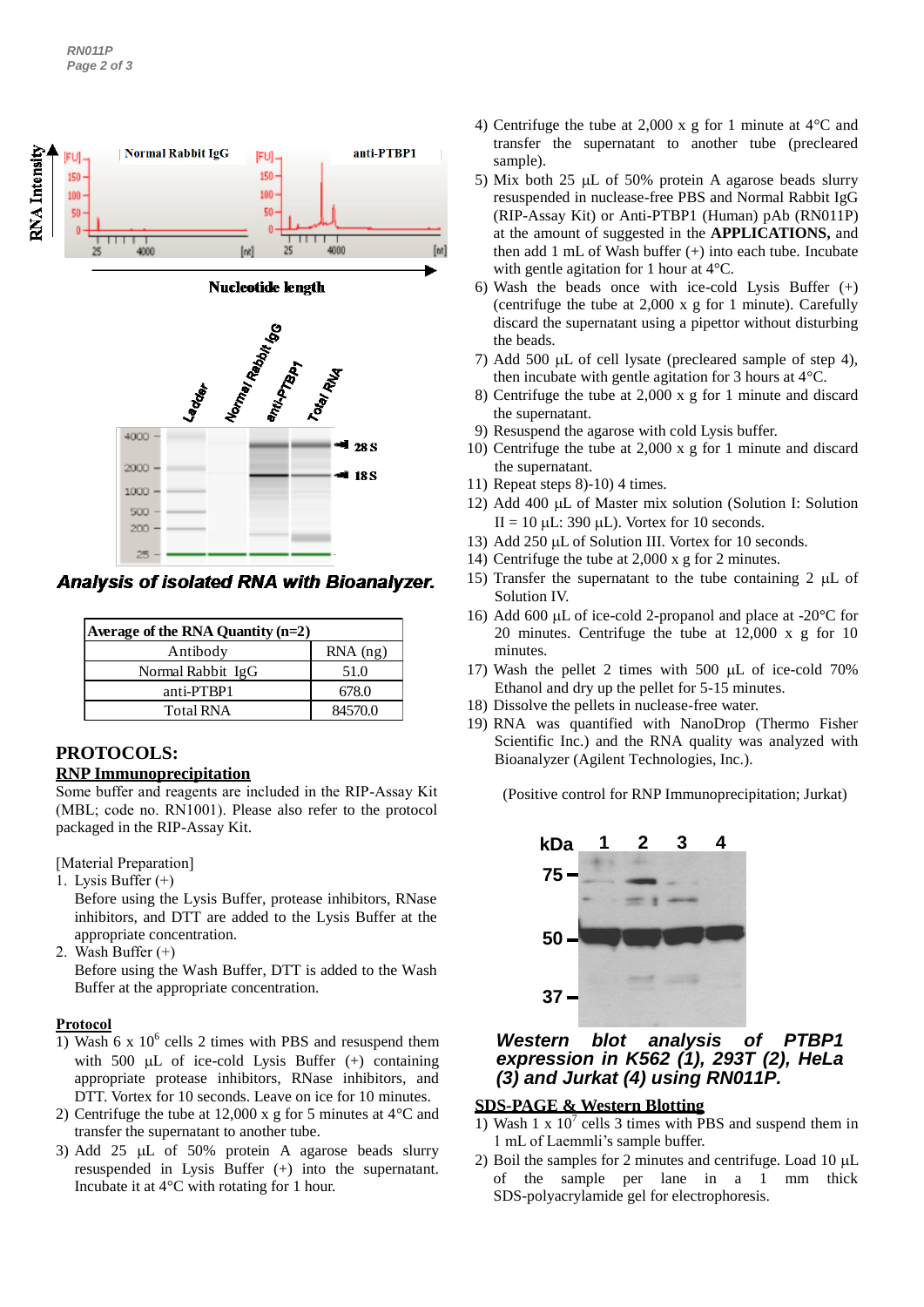Analysis of isolated RNA with Bioanalyzer.

| Average of the RNA Quantity (n=2) | |
|---|---|
| Antibody | RNA (ng) |
| Normal Rabbit IgG | 51.0 |
| anti-PTBP1 | 678.0 |
| Total RNA | 84570.0 |

## PROTOCOLS:

### RNP Immunoprecipitation

Some buffer and reagents are included in the RIP-Assay Kit (MBL; code no. RN1001). Please also refer to the protocol packaged in the RIP-Assay Kit.

[Material Preparation]

1. Lysis Buffer (+)
   Before using the Lysis Buffer, protease inhibitors, RNase inhibitors, and DTT are added to the Lysis Buffer at the appropriate concentration.
2. Wash Buffer (+)
   Before using the Wash Buffer, DTT is added to the Wash Buffer at the appropriate concentration.

**Protocol**

1) Wash 6 x $10^6$ cells 2 times with PBS and resuspend them with 500 µL of ice-cold Lysis Buffer (+) containing appropriate protease inhibitors, RNase inhibitors, and DTT. Vortex for 10 seconds. Leave on ice for 10 minutes.
2) Centrifuge the tube at 12,000 x g for 5 minutes at 4°C and transfer the supernatant to another tube.
3) Add 25 µL of 50% protein A agarose beads slurry resuspended in Lysis Buffer (+) into the supernatant. Incubate it at 4°C with rotating for 1 hour.
4) Centrifuge the tube at 2,000 x g for 1 minute at 4°C and transfer the supernatant to another tube (precleared sample).
5) Mix both 25 µL of 50% protein A agarose beads slurry resuspended in nuclease-free PBS and Normal Rabbit IgG (RIP-Assay Kit) or Anti-PTBP1 (Human) pAb (RN011P) at the amount of suggested in the **APPLICATIONS,** and then add 1 mL of Wash buffer (+) into each tube. Incubate with gentle agitation for 1 hour at 4°C.
6) Wash the beads once with ice-cold Lysis Buffer (+) (centrifuge the tube at 2,000 x g for 1 minute). Carefully discard the supernatant using a pipettor without disturbing the beads.
7) Add 500 µL of cell lysate (precleared sample of step 4), then incubate with gentle agitation for 3 hours at 4°C.
8) Centrifuge the tube at 2,000 x g for 1 minute and discard the supernatant.
9) Resuspend the agarose with cold Lysis buffer.
10) Centrifuge the tube at 2,000 x g for 1 minute and discard the supernatant.
11) Repeat steps 8)-10) 4 times.
12) Add 400 µL of Master mix solution (Solution I: Solution II = 10 µL: 390 µL). Vortex for 10 seconds.
13) Add 250 µL of Solution III. Vortex for 10 seconds.
14) Centrifuge the tube at 2,000 x g for 2 minutes.
15) Transfer the supernatant to the tube containing 2 µL of Solution IV.
16) Add 600 µL of ice-cold 2-propanol and place at -20°C for 20 minutes. Centrifuge the tube at 12,000 x g for 10 minutes.
17) Wash the pellet 2 times with 500 µL of ice-cold 70% Ethanol and dry up the pellet for 5-15 minutes.
18) Dissolve the pellets in nuclease-free water.
19) RNA was quantified with NanoDrop (Thermo Fisher Scientific Inc.) and the RNA quality was analyzed with Bioanalyzer (Agilent Technologies, Inc.).

(Positive control for RNP Immunoprecipitation; Jurkat)

*Western blot analysis of PTBP1 expression in K562 (1), 293T (2), HeLa (3) and Jurkat (4) using RN011P.*

### SDS-PAGE & Western Blotting

1) Wash 1 x $10^7$ cells 3 times with PBS and suspend them in 1 mL of Laemmli's sample buffer.
2) Boil the samples for 2 minutes and centrifuge. Load 10 µL of the sample per lane in a 1 mm thick SDS-polyacrylamide gel for electrophoresis.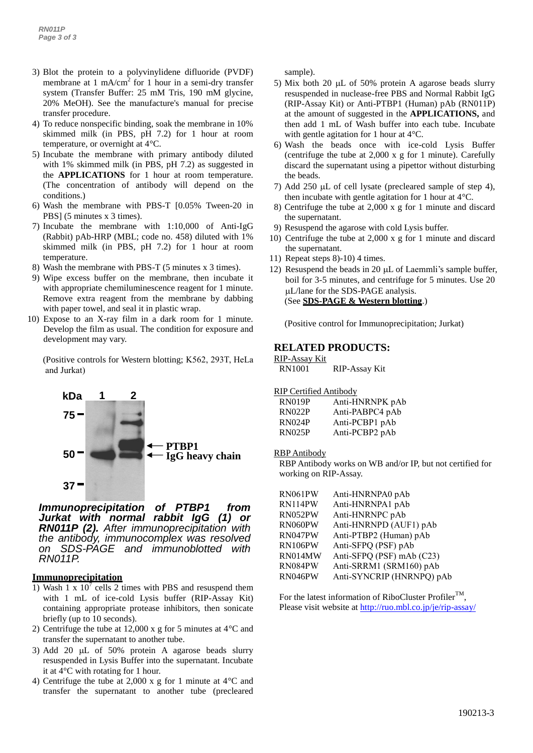3) Blot the protein to a polyvinylidene difluoride (PVDF) membrane at 1 mA/$cm^2$ for 1 hour in a semi-dry transfer system (Transfer Buffer: 25 mM Tris, 190 mM glycine, 20% MeOH). See the manufacture's manual for precise transfer procedure.
4) To reduce nonspecific binding, soak the membrane in 10% skimmed milk (in PBS, pH 7.2) for 1 hour at room temperature, or overnight at 4°C.
5) Incubate the membrane with primary antibody diluted with 1% skimmed milk (in PBS, pH 7.2) as suggested in the **APPLICATIONS** for 1 hour at room temperature. (The concentration of antibody will depend on the conditions.)
6) Wash the membrane with PBS-T [0.05% Tween-20 in PBS] (5 minutes x 3 times).
7) Incubate the membrane with 1:10,000 of Anti-IgG (Rabbit) pAb-HRP (MBL; code no. 458) diluted with 1% skimmed milk (in PBS, pH 7.2) for 1 hour at room temperature.
8) Wash the membrane with PBS-T (5 minutes x 3 times).
9) Wipe excess buffer on the membrane, then incubate it with appropriate chemiluminescence reagent for 1 minute. Remove extra reagent from the membrane by dabbing with paper towel, and seal it in plastic wrap.
10) Expose to an X-ray film in a dark room for 1 minute. Develop the film as usual. The condition for exposure and development may vary.

(Positive controls for Western blotting; K562, 293T, HeLa and Jurkat)

kDa 1 2
75
50
37
PTBP1
IgG heavy chain

***Immunoprecipitation of PTBP1 from Jurkat with normal rabbit IgG (1) or RN011P (2).*** *After immunoprecipitation with the antibody, immunocomplex was resolved on SDS-PAGE and immunoblotted with RN011P.*

## Immunoprecipitation

1) Wash 1 x $10^7$ cells 2 times with PBS and resuspend them with 1 mL of ice-cold Lysis buffer (RIP-Assay Kit) containing appropriate protease inhibitors, then sonicate briefly (up to 10 seconds).
2) Centrifuge the tube at 12,000 x g for 5 minutes at 4°C and transfer the supernatant to another tube.
3) Add 20 μL of 50% protein A agarose beads slurry resuspended in Lysis Buffer into the supernatant. Incubate it at 4°C with rotating for 1 hour.
4) Centrifuge the tube at 2,000 x g for 1 minute at 4°C and transfer the supernatant to another tube (precleared sample).
5) Mix both 20 μL of 50% protein A agarose beads slurry resuspended in nuclease-free PBS and Normal Rabbit IgG (RIP-Assay Kit) or Anti-PTBP1 (Human) pAb (RN011P) at the amount of suggested in the **APPLICATIONS,** and then add 1 mL of Wash buffer into each tube. Incubate with gentle agitation for 1 hour at 4°C.
6) Wash the beads once with ice-cold Lysis Buffer (centrifuge the tube at 2,000 x g for 1 minute). Carefully discard the supernatant using a pipettor without disturbing the beads.
7) Add 250 μL of cell lysate (precleared sample of step 4), then incubate with gentle agitation for 1 hour at 4°C.
8) Centrifuge the tube at 2,000 x g for 1 minute and discard the supernatant.
9) Resuspend the agarose with cold Lysis buffer.
10) Centrifuge the tube at 2,000 x g for 1 minute and discard the supernatant.
11) Repeat steps 8)-10) 4 times.
12) Resuspend the beads in 20 μL of Laemmli's sample buffer, boil for 3-5 minutes, and centrifuge for 5 minutes. Use 20 μL/lane for the SDS-PAGE analysis.
(See **SDS-PAGE & Western blotting**.)

(Positive control for Immunoprecipitation; Jurkat)

## RELATED PRODUCTS:

RIP-Assay Kit

| | |
|---|---|
| RN1001 | RIP-Assay Kit |

RIP Certified Antibody

| | |
|---|---|
| RN019P | Anti-HNRNPK pAb |
| RN022P | Anti-PABPC4 pAb |
| RN024P | Anti-PCBP1 pAb |
| RN025P | Anti-PCBP2 pAb |

RBP Antibody

RBP Antibody works on WB and/or IP, but not certified for working on RIP-Assay.

| | |
|---|---|
| RN061PW | Anti-HNRNPA0 pAb |
| RN114PW | Anti-HNRNPA1 pAb |
| RN052PW | Anti-HNRNPC pAb |
| RN060PW | Anti-HNRNPD (AUF1) pAb |
| RN047PW | Anti-PTBP2 (Human) pAb |
| RN106PW | Anti-SFPQ (PSF) pAb |
| RN014MW | Anti-SFPQ (PSF) mAb (C23) |
| RN084PW | Anti-SRRM1 (SRM160) pAb |
| RN046PW | Anti-SYNCRIP (HNRNPQ) pAb |

For the latest information of RiboCluster Profiler™,
Please visit website at http://ruo.mbl.co.jp/je/rip-assay/

190213-3